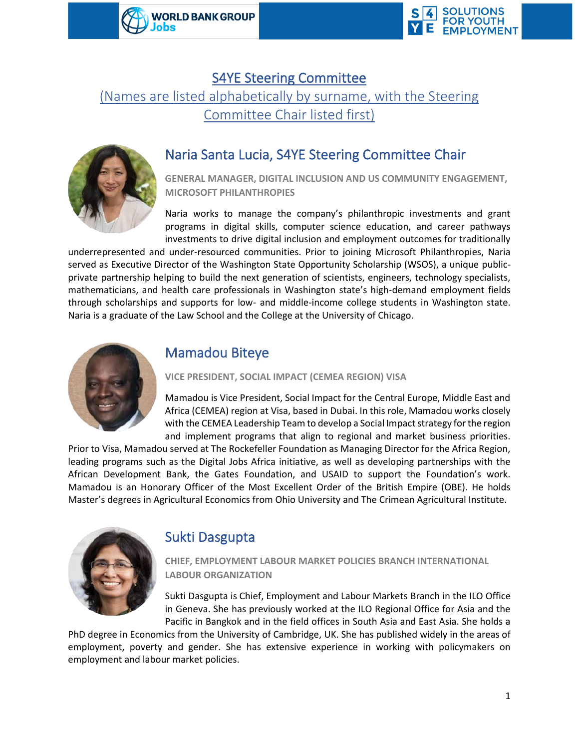# S4YE Steering Committee

(Names are listed alphabetically by surname, with the Steering Committee Chair listed first)

## Naria Santa Lucia, S4YE Steering Committee Chair

**GENERAL MANAGER, DIGITAL INCLUSION AND US COMMUNITY ENGAGEMENT, MICROSOFT PHILANTHROPIES**

Naria works to manage the company's philanthropic investments and grant programs in digital skills, computer science education, and career pathways investments to drive digital inclusion and employment outcomes for traditionally underrepresented and under-resourced communities. Prior to joining Microsoft Philanthropies, Naria served as Executive Director of the Washington State Opportunity Scholarship (WSOS), a unique public-private partnership helping to build the next generation of scientists, engineers, technology specialists, mathematicians, and health care professionals in Washington state's high-demand employment fields through scholarships and supports for low- and middle-income college students in Washington state. Naria is a graduate of the Law School and the College at the University of Chicago.

## Mamadou Biteye

**VICE PRESIDENT, SOCIAL IMPACT (CEMEA REGION) VISA**

Mamadou is Vice President, Social Impact for the Central Europe, Middle East and Africa (CEMEA) region at Visa, based in Dubai. In this role, Mamadou works closely with the CEMEA Leadership Team to develop a Social Impact strategy for the region and implement programs that align to regional and market business priorities. Prior to Visa, Mamadou served at The Rockefeller Foundation as Managing Director for the Africa Region, leading programs such as the Digital Jobs Africa initiative, as well as developing partnerships with the African Development Bank, the Gates Foundation, and USAID to support the Foundation's work. Mamadou is an Honorary Officer of the Most Excellent Order of the British Empire (OBE). He holds Master's degrees in Agricultural Economics from Ohio University and The Crimean Agricultural Institute.

## Sukti Dasgupta

**CHIEF, EMPLOYMENT LABOUR MARKET POLICIES BRANCH INTERNATIONAL LABOUR ORGANIZATION**

Sukti Dasgupta is Chief, Employment and Labour Markets Branch in the ILO Office in Geneva. She has previously worked at the ILO Regional Office for Asia and the Pacific in Bangkok and in the field offices in South Asia and East Asia. She holds a PhD degree in Economics from the University of Cambridge, UK. She has published widely in the areas of employment, poverty and gender. She has extensive experience in working with policymakers on employment and labour market policies.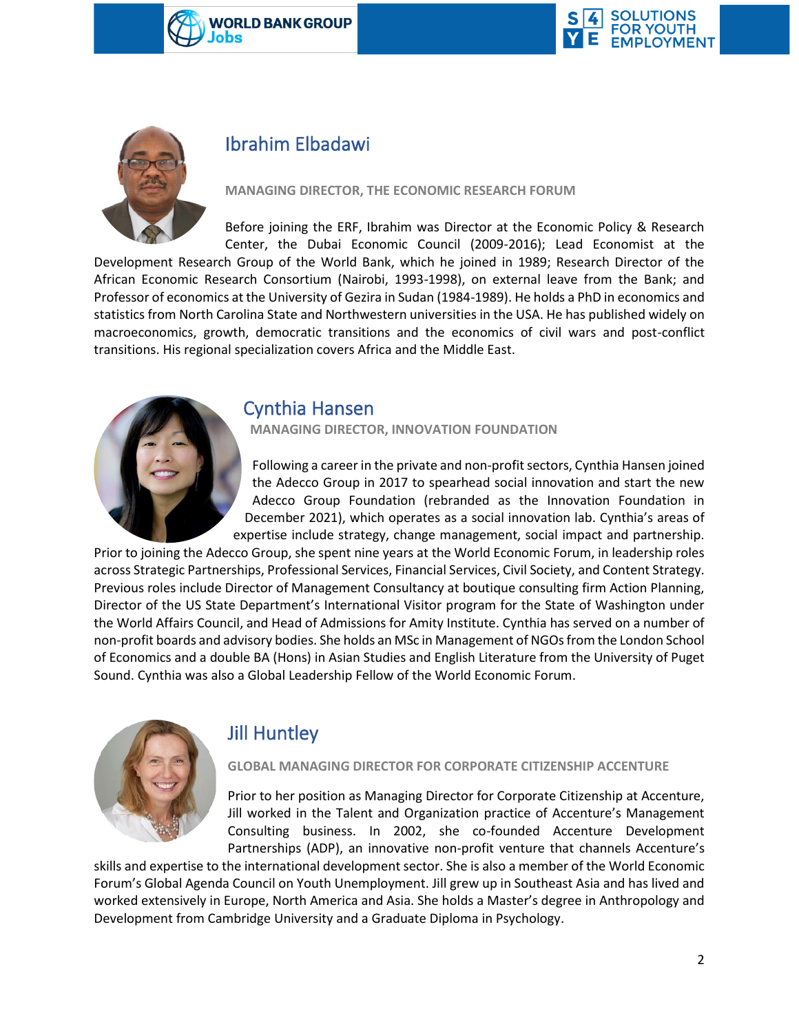## Ibrahim Elbadawi

**MANAGING DIRECTOR, THE ECONOMIC RESEARCH FORUM**

Before joining the ERF, Ibrahim was Director at the Economic Policy & Research Center, the Dubai Economic Council (2009-2016); Lead Economist at the Development Research Group of the World Bank, which he joined in 1989; Research Director of the African Economic Research Consortium (Nairobi, 1993-1998), on external leave from the Bank; and Professor of economics at the University of Gezira in Sudan (1984-1989). He holds a PhD in economics and statistics from North Carolina State and Northwestern universities in the USA. He has published widely on macroeconomics, growth, democratic transitions and the economics of civil wars and post-conflict transitions. His regional specialization covers Africa and the Middle East.

## Cynthia Hansen

**MANAGING DIRECTOR, INNOVATION FOUNDATION**

Following a career in the private and non-profit sectors, Cynthia Hansen joined the Adecco Group in 2017 to spearhead social innovation and start the new Adecco Group Foundation (rebranded as the Innovation Foundation in December 2021), which operates as a social innovation lab. Cynthia's areas of expertise include strategy, change management, social impact and partnership. Prior to joining the Adecco Group, she spent nine years at the World Economic Forum, in leadership roles across Strategic Partnerships, Professional Services, Financial Services, Civil Society, and Content Strategy. Previous roles include Director of Management Consultancy at boutique consulting firm Action Planning, Director of the US State Department's International Visitor program for the State of Washington under the World Affairs Council, and Head of Admissions for Amity Institute. Cynthia has served on a number of non-profit boards and advisory bodies. She holds an MSc in Management of NGOs from the London School of Economics and a double BA (Hons) in Asian Studies and English Literature from the University of Puget Sound. Cynthia was also a Global Leadership Fellow of the World Economic Forum.

## Jill Huntley

**GLOBAL MANAGING DIRECTOR FOR CORPORATE CITIZENSHIP ACCENTURE**

Prior to her position as Managing Director for Corporate Citizenship at Accenture, Jill worked in the Talent and Organization practice of Accenture's Management Consulting business. In 2002, she co-founded Accenture Development Partnerships (ADP), an innovative non-profit venture that channels Accenture's skills and expertise to the international development sector. She is also a member of the World Economic Forum's Global Agenda Council on Youth Unemployment. Jill grew up in Southeast Asia and has lived and worked extensively in Europe, North America and Asia. She holds a Master's degree in Anthropology and Development from Cambridge University and a Graduate Diploma in Psychology.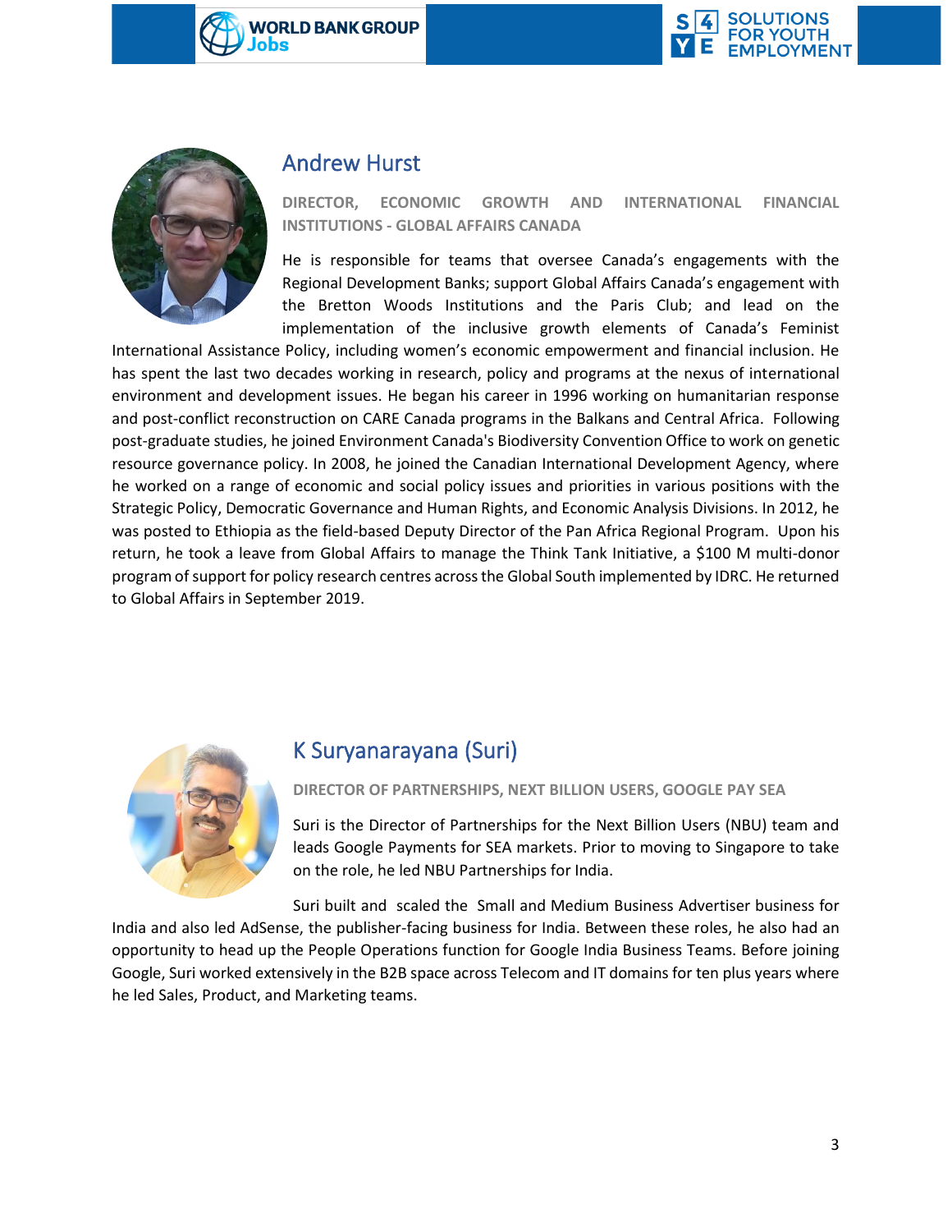## Andrew Hurst

**DIRECTOR, ECONOMIC GROWTH AND INTERNATIONAL FINANCIAL INSTITUTIONS - GLOBAL AFFAIRS CANADA**

He is responsible for teams that oversee Canada's engagements with the Regional Development Banks; support Global Affairs Canada's engagement with the Bretton Woods Institutions and the Paris Club; and lead on the implementation of the inclusive growth elements of Canada's Feminist International Assistance Policy, including women's economic empowerment and financial inclusion. He has spent the last two decades working in research, policy and programs at the nexus of international environment and development issues. He began his career in 1996 working on humanitarian response and post-conflict reconstruction on CARE Canada programs in the Balkans and Central Africa. Following post-graduate studies, he joined Environment Canada's Biodiversity Convention Office to work on genetic resource governance policy. In 2008, he joined the Canadian International Development Agency, where he worked on a range of economic and social policy issues and priorities in various positions with the Strategic Policy, Democratic Governance and Human Rights, and Economic Analysis Divisions. In 2012, he was posted to Ethiopia as the field-based Deputy Director of the Pan Africa Regional Program. Upon his return, he took a leave from Global Affairs to manage the Think Tank Initiative, a $100 M multi-donor program of support for policy research centres across the Global South implemented by IDRC. He returned to Global Affairs in September 2019.

## K Suryanarayana (Suri)

**DIRECTOR OF PARTNERSHIPS, NEXT BILLION USERS, GOOGLE PAY SEA**

Suri is the Director of Partnerships for the Next Billion Users (NBU) team and leads Google Payments for SEA markets. Prior to moving to Singapore to take on the role, he led NBU Partnerships for India.

Suri built and scaled the Small and Medium Business Advertiser business for India and also led AdSense, the publisher-facing business for India. Between these roles, he also had an opportunity to head up the People Operations function for Google India Business Teams. Before joining Google, Suri worked extensively in the B2B space across Telecom and IT domains for ten plus years where he led Sales, Product, and Marketing teams.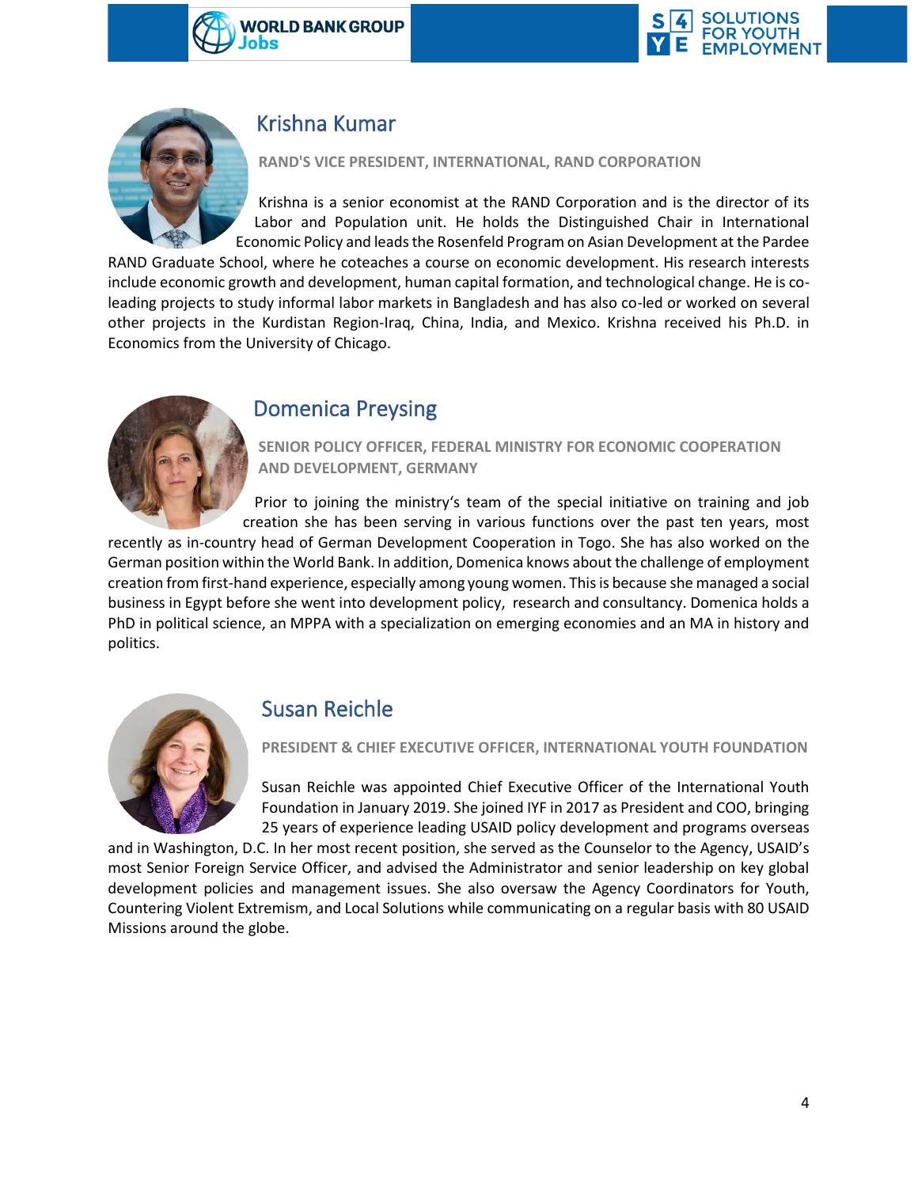## Krishna Kumar

**RAND'S VICE PRESIDENT, INTERNATIONAL, RAND CORPORATION**

Krishna is a senior economist at the RAND Corporation and is the director of its Labor and Population unit. He holds the Distinguished Chair in International Economic Policy and leads the Rosenfeld Program on Asian Development at the Pardee RAND Graduate School, where he coteaches a course on economic development. His research interests include economic growth and development, human capital formation, and technological change. He is co-leading projects to study informal labor markets in Bangladesh and has also co-led or worked on several other projects in the Kurdistan Region-Iraq, China, India, and Mexico. Krishna received his Ph.D. in Economics from the University of Chicago.

## Domenica Preysing

**SENIOR POLICY OFFICER, FEDERAL MINISTRY FOR ECONOMIC COOPERATION AND DEVELOPMENT, GERMANY**

Prior to joining the ministry's team of the special initiative on training and job creation she has been serving in various functions over the past ten years, most recently as in-country head of German Development Cooperation in Togo. She has also worked on the German position within the World Bank. In addition, Domenica knows about the challenge of employment creation from first-hand experience, especially among young women. This is because she managed a social business in Egypt before she went into development policy, research and consultancy. Domenica holds a PhD in political science, an MPPA with a specialization on emerging economies and an MA in history and politics.

## Susan Reichle

**PRESIDENT & CHIEF EXECUTIVE OFFICER, INTERNATIONAL YOUTH FOUNDATION**

Susan Reichle was appointed Chief Executive Officer of the International Youth Foundation in January 2019. She joined IYF in 2017 as President and COO, bringing 25 years of experience leading USAID policy development and programs overseas and in Washington, D.C. In her most recent position, she served as the Counselor to the Agency, USAID's most Senior Foreign Service Officer, and advised the Administrator and senior leadership on key global development policies and management issues. She also oversaw the Agency Coordinators for Youth, Countering Violent Extremism, and Local Solutions while communicating on a regular basis with 80 USAID Missions around the globe.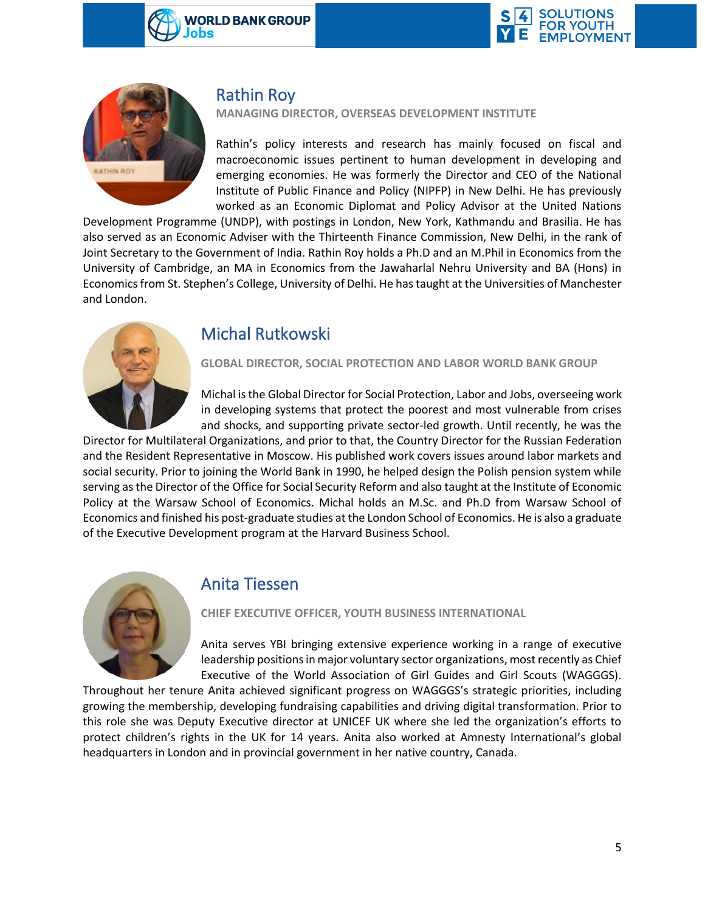## Rathin Roy

**MANAGING DIRECTOR, OVERSEAS DEVELOPMENT INSTITUTE**

Rathin's policy interests and research has mainly focused on fiscal and macroeconomic issues pertinent to human development in developing and emerging economies. He was formerly the Director and CEO of the National Institute of Public Finance and Policy (NIPFP) in New Delhi. He has previously worked as an Economic Diplomat and Policy Advisor at the United Nations Development Programme (UNDP), with postings in London, New York, Kathmandu and Brasilia. He has also served as an Economic Adviser with the Thirteenth Finance Commission, New Delhi, in the rank of Joint Secretary to the Government of India. Rathin Roy holds a Ph.D and an M.Phil in Economics from the University of Cambridge, an MA in Economics from the Jawaharlal Nehru University and BA (Hons) in Economics from St. Stephen's College, University of Delhi. He has taught at the Universities of Manchester and London.

## Michal Rutkowski

**GLOBAL DIRECTOR, SOCIAL PROTECTION AND LABOR WORLD BANK GROUP**

Michal is the Global Director for Social Protection, Labor and Jobs, overseeing work in developing systems that protect the poorest and most vulnerable from crises and shocks, and supporting private sector-led growth. Until recently, he was the Director for Multilateral Organizations, and prior to that, the Country Director for the Russian Federation and the Resident Representative in Moscow. His published work covers issues around labor markets and social security. Prior to joining the World Bank in 1990, he helped design the Polish pension system while serving as the Director of the Office for Social Security Reform and also taught at the Institute of Economic Policy at the Warsaw School of Economics. Michal holds an M.Sc. and Ph.D from Warsaw School of Economics and finished his post-graduate studies at the London School of Economics. He is also a graduate of the Executive Development program at the Harvard Business School.

## Anita Tiessen

**CHIEF EXECUTIVE OFFICER, YOUTH BUSINESS INTERNATIONAL**

Anita serves YBI bringing extensive experience working in a range of executive leadership positions in major voluntary sector organizations, most recently as Chief Executive of the World Association of Girl Guides and Girl Scouts (WAGGGS). Throughout her tenure Anita achieved significant progress on WAGGGS's strategic priorities, including growing the membership, developing fundraising capabilities and driving digital transformation. Prior to this role she was Deputy Executive director at UNICEF UK where she led the organization's efforts to protect children's rights in the UK for 14 years. Anita also worked at Amnesty International's global headquarters in London and in provincial government in her native country, Canada.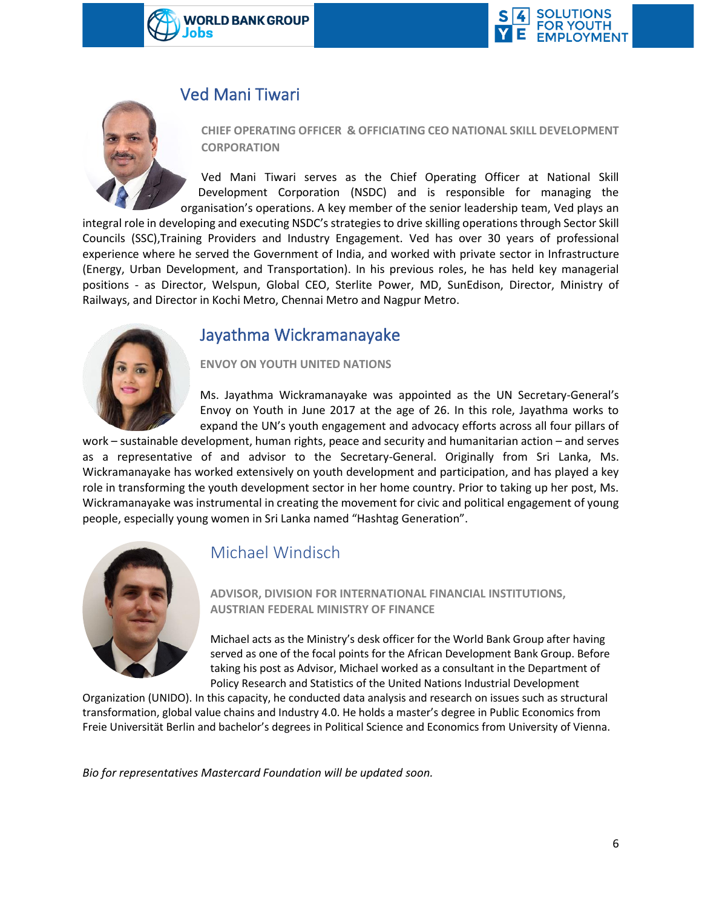## Ved Mani Tiwari

**CHIEF OPERATING OFFICER & OFFICIATING CEO NATIONAL SKILL DEVELOPMENT CORPORATION**

Ved Mani Tiwari serves as the Chief Operating Officer at National Skill Development Corporation (NSDC) and is responsible for managing the organisation's operations. A key member of the senior leadership team, Ved plays an integral role in developing and executing NSDC's strategies to drive skilling operations through Sector Skill Councils (SSC),Training Providers and Industry Engagement. Ved has over 30 years of professional experience where he served the Government of India, and worked with private sector in Infrastructure (Energy, Urban Development, and Transportation). In his previous roles, he has held key managerial positions - as Director, Welspun, Global CEO, Sterlite Power, MD, SunEdison, Director, Ministry of Railways, and Director in Kochi Metro, Chennai Metro and Nagpur Metro.

## Jayathma Wickramanayake

**ENVOY ON YOUTH UNITED NATIONS**

Ms. Jayathma Wickramanayake was appointed as the UN Secretary-General's Envoy on Youth in June 2017 at the age of 26. In this role, Jayathma works to expand the UN's youth engagement and advocacy efforts across all four pillars of work – sustainable development, human rights, peace and security and humanitarian action – and serves as a representative of and advisor to the Secretary-General. Originally from Sri Lanka, Ms. Wickramanayake has worked extensively on youth development and participation, and has played a key role in transforming the youth development sector in her home country. Prior to taking up her post, Ms. Wickramanayake was instrumental in creating the movement for civic and political engagement of young people, especially young women in Sri Lanka named "Hashtag Generation".

## Michael Windisch

**ADVISOR, DIVISION FOR INTERNATIONAL FINANCIAL INSTITUTIONS, AUSTRIAN FEDERAL MINISTRY OF FINANCE**

Michael acts as the Ministry's desk officer for the World Bank Group after having served as one of the focal points for the African Development Bank Group. Before taking his post as Advisor, Michael worked as a consultant in the Department of Policy Research and Statistics of the United Nations Industrial Development Organization (UNIDO). In this capacity, he conducted data analysis and research on issues such as structural transformation, global value chains and Industry 4.0. He holds a master's degree in Public Economics from Freie Universität Berlin and bachelor's degrees in Political Science and Economics from University of Vienna.

*Bio for representatives Mastercard Foundation will be updated soon.*